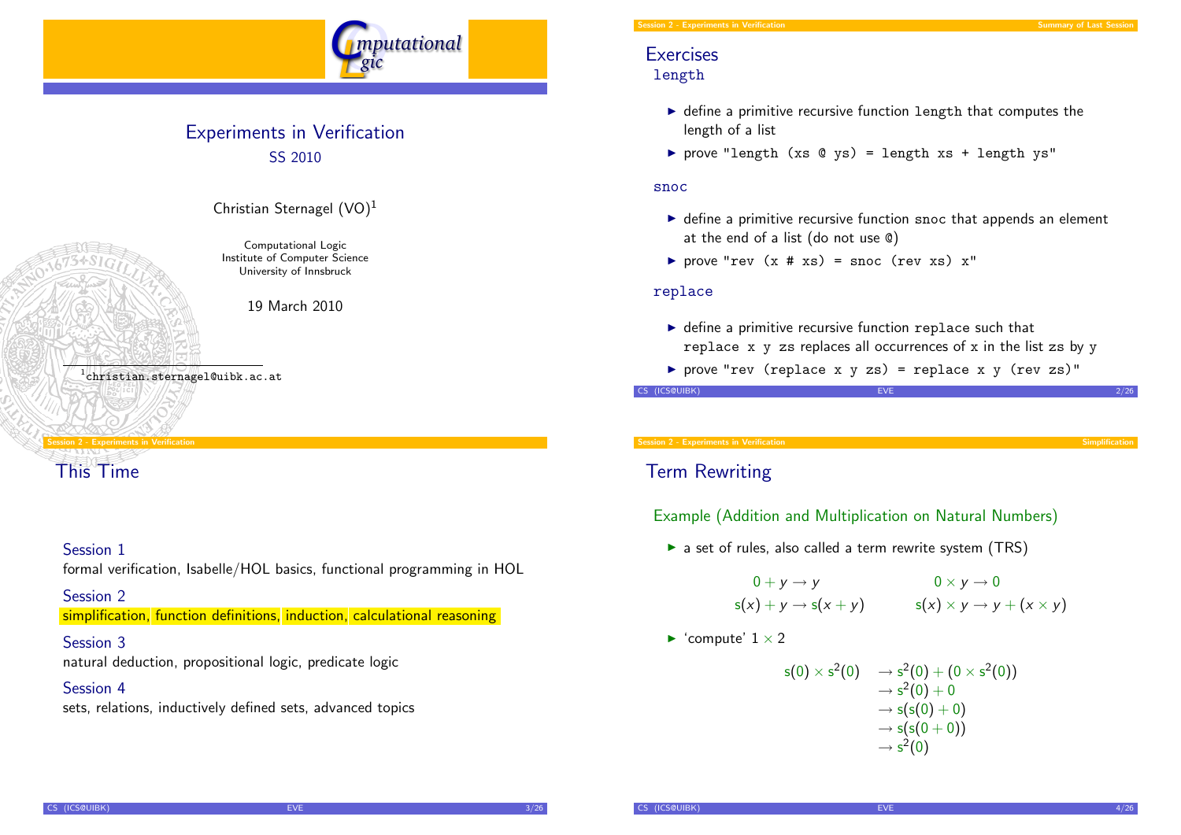# Experiments in Verification

SS 2010

Christian Sternagel (VO)[1]

Computational Logic
Institute of Computer Science
University of Innsbruck

19 March 2010

[1] christian.sternagel@uibk.ac.at

## Exercises

`length`

- define a primitive recursive function `length` that computes the length of a list
- prove `"length (xs @ ys) = length xs + length ys"`

`snoc`

- define a primitive recursive function `snoc` that appends an element at the end of a list (do not use `@`)
- prove `"rev (x # xs) = snoc (rev xs) x"`

`replace`

- define a primitive recursive function `replace` such that `replace x y zs` replaces all occurrences of `x` in the list `zs` by `y`
- prove `"rev (replace x y zs) = replace x y (rev zs)"`

## This Time

**Session 1**
formal verification, Isabelle/HOL basics, functional programming in HOL

**Session 2**
simplification, function definitions, induction, calculational reasoning

**Session 3**
natural deduction, propositional logic, predicate logic

**Session 4**
sets, relations, inductively defined sets, advanced topics

## Term Rewriting

### Example (Addition and Multiplication on Natural Numbers)

- a set of rules, also called a term rewrite system (TRS)

$$0 + y \to y \qquad 0 \times y \to 0$$

$$\mathsf{s}(x) + y \to \mathsf{s}(x + y) \qquad \mathsf{s}(x) \times y \to y + (x \times y)$$

- 'compute' $1 \times 2$

$$
\begin{aligned}
\mathsf{s}(0) \times \mathsf{s}^2(0) &\to \mathsf{s}^2(0) + (0 \times \mathsf{s}^2(0)) \\
&\to \mathsf{s}^2(0) + 0 \\
&\to \mathsf{s}(\mathsf{s}(0) + 0) \\
&\to \mathsf{s}(\mathsf{s}(0 + 0)) \\
&\to \mathsf{s}^2(0)
\end{aligned}
$$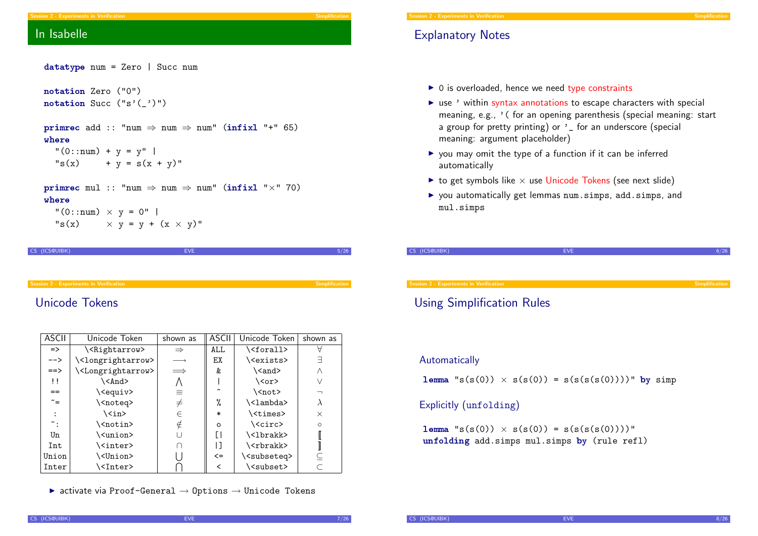## In Isabelle

```
datatype num = Zero | Succ num

notation Zero ("0")
notation Succ ("s'(_')")

primrec add :: "num ⇒ num ⇒ num" (infixl "+" 65)
where
  "(0::num) + y = y" |
  "s(x)     + y = s(x + y)"

primrec mul :: "num ⇒ num ⇒ num" (infixl "×" 70)
where
  "(0::num) × y = 0" |
  "s(x)     × y = y + (x × y)"
```

## Explanatory Notes

- 0 is overloaded, hence we need type constraints
- use ' within syntax annotations to escape characters with special meaning, e.g., '( for an opening parenthesis (special meaning: start a group for pretty printing) or '_ for an underscore (special meaning: argument placeholder)
- you may omit the type of a function if it can be inferred automatically
- to get symbols like × use Unicode Tokens (see next slide)
- you automatically get lemmas `num.simps`, `add.simps`, and `mul.simps`

## Unicode Tokens

| ASCII | Unicode Token | shown as | ASCII | Unicode Token | shown as |
|---|---|---|---|---|---|
| => | \<Rightarrow> | ⇒ | ALL | \<forall> | ∀ |
| --> | \<longrightarrow> | ⟶ | EX | \<exists> | ∃ |
| ==> | \<Longrightarrow> | ⟹ | & | \<and> | ∧ |
| !! | \<And> | ⋀ | \| | \<or> | ∨ |
| == | \<equiv> | ≡ | ~ | \<not> | ¬ |
| ~= | \<noteq> | ≠ | % | \<lambda> | λ |
| : | \<in> | ∈ | * | \<times> | × |
| ~: | \<notin> | ∉ | o | \<circ> | ∘ |
| Un | \<union> | ∪ | [\| | \<lbrakk> | ⟦ |
| Int | \<inter> | ∩ | \|] | \<rbrakk> | ⟧ |
| Union | \<Union> | ⋃ | <= | \<subseteq> | ⊆ |
| Inter | \<Inter> | ⋂ | < | \<subset> | ⊂ |

- activate via `Proof-General` → `Options` → `Unicode Tokens`

## Using Simplification Rules

### Automatically

```
lemma "s(s(0)) × s(s(0)) = s(s(s(s(0))))" by simp
```

### Explicitly (unfolding)

```
lemma "s(s(0)) × s(s(0)) = s(s(s(s(0))))"
unfolding add.simps mul.simps by (rule refl)
```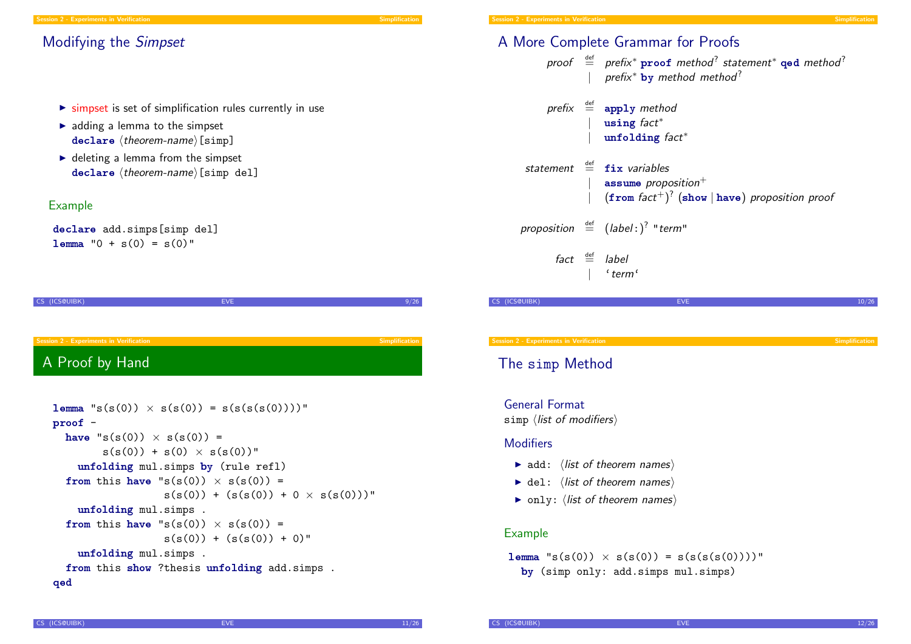## Modifying the *Simpset*

- simpset is set of simplification rules currently in use
- adding a lemma to the simpset
  **declare** ⟨*theorem-name*⟩[simp]
- deleting a lemma from the simpset
  **declare** ⟨*theorem-name*⟩[simp del]

### Example

```
declare add.simps[simp del]
lemma "0 + s(0) = s(0)"
```

## A More Complete Grammar for Proofs

*proof* $\stackrel{\text{def}}{=}$ *prefix*$^*$ **proof** *method*$^?$ *statement*$^*$ **qed** *method*$^?$
  | *prefix*$^*$ **by** *method method*$^?$

*prefix* $\stackrel{\text{def}}{=}$ **apply** *method*
  | **using** *fact*$^*$
  | **unfolding** *fact*$^*$

*statement* $\stackrel{\text{def}}{=}$ **fix** *variables*
  | **assume** *proposition*$^+$
  | (**from** *fact*$^+$)$^?$ (**show** | **have**) *proposition proof*

*proposition* $\stackrel{\text{def}}{=}$ (*label*:)$^?$ "*term*"

*fact* $\stackrel{\text{def}}{=}$ *label*
  | ‘*term*‘

## A Proof by Hand

```
lemma "s(s(0)) × s(s(0)) = s(s(s(s(0))))"
proof -
  have "s(s(0)) × s(s(0)) =
        s(s(0)) + s(0) × s(s(0))"
    unfolding mul.simps by (rule refl)
  from this have "s(s(0)) × s(s(0)) =
                 s(s(0)) + (s(s(0)) + 0 × s(s(0)))"
    unfolding mul.simps .
  from this have "s(s(0)) × s(s(0)) =
                 s(s(0)) + (s(s(0)) + 0)"
    unfolding mul.simps .
  from this show ?thesis unfolding add.simps .
qed
```

## The simp Method

### General Format

simp ⟨*list of modifiers*⟩

### Modifiers

- add: ⟨*list of theorem names*⟩
- del: ⟨*list of theorem names*⟩
- only: ⟨*list of theorem names*⟩

### Example

```
lemma "s(s(0)) × s(s(0)) = s(s(s(s(0))))"
  by (simp only: add.simps mul.simps)
```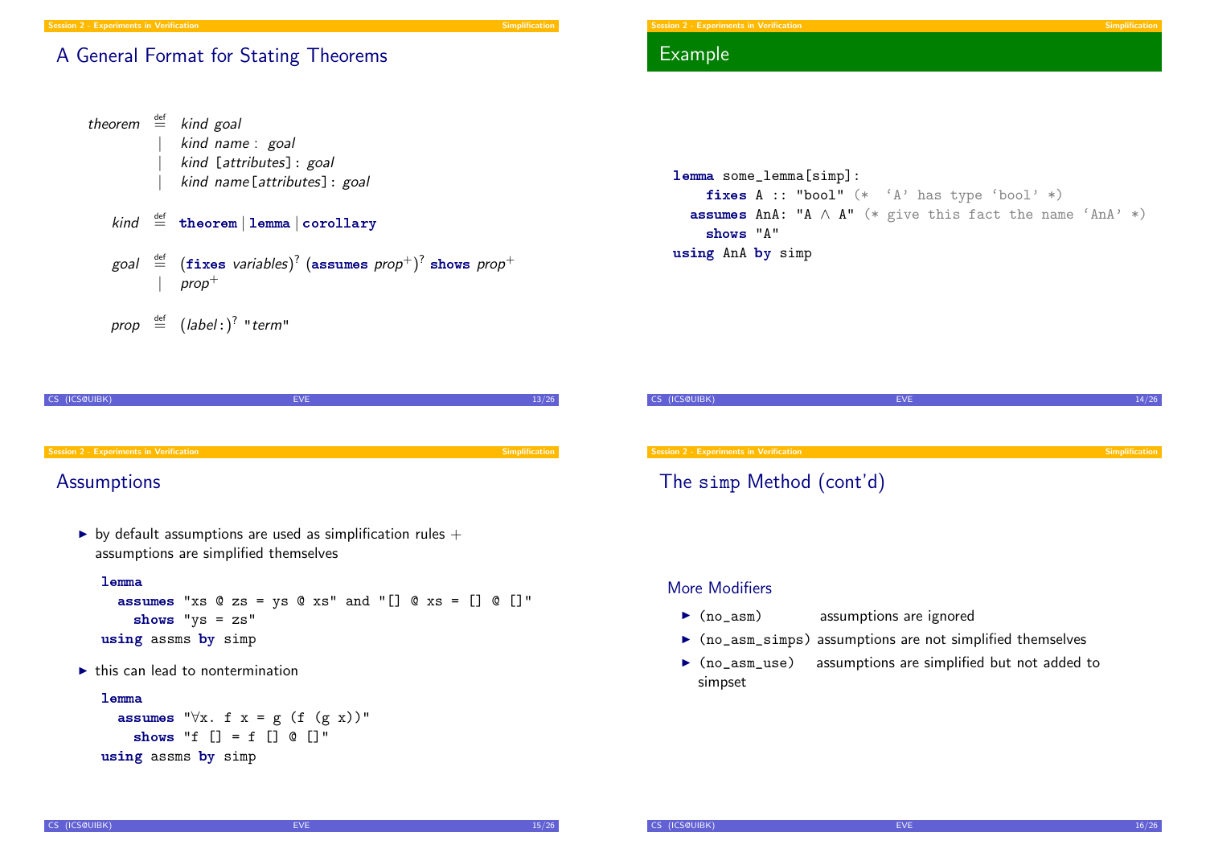## A General Format for Stating Theorems

$$
\begin{aligned}
\textit{theorem} &\overset{\text{def}}{=} \textit{kind goal} \\
&\mid \textit{kind name}: \textit{goal} \\
&\mid \textit{kind} [\textit{attributes}]: \textit{goal} \\
&\mid \textit{kind name}[\textit{attributes}]: \textit{goal}
\end{aligned}
$$

$$
\textit{kind} \overset{\text{def}}{=} \textbf{theorem} \mid \textbf{lemma} \mid \textbf{corollary}
$$

$$
\begin{aligned}
\textit{goal} &\overset{\text{def}}{=} (\textbf{fixes}\ \textit{variables})^? \ (\textbf{assumes}\ \textit{prop}^+)^? \ \textbf{shows}\ \textit{prop}^+ \\
&\mid \textit{prop}^+
\end{aligned}
$$

$$
\textit{prop} \overset{\text{def}}{=} (\textit{label}:)^? \ \texttt{"}\textit{term}\texttt{"}
$$

## Example

```
lemma some_lemma[simp]:
    fixes A :: "bool" (*  'A' has type 'bool' *)
  assumes AnA: "A ∧ A" (* give this fact the name 'AnA' *)
    shows "A"
using AnA by simp
```

## Assumptions

- by default assumptions are used as simplification rules + assumptions are simplified themselves

```
lemma
  assumes "xs @ zs = ys @ xs" and "[] @ xs = [] @ []"
    shows "ys = zs"
using assms by simp
```

- this can lead to nontermination

```
lemma
  assumes "∀x. f x = g (f (g x))"
    shows "f [] = f [] @ []"
using assms by simp
```

## The simp Method (cont'd)

### More Modifiers

- `(no_asm)` assumptions are ignored
- `(no_asm_simps)` assumptions are not simplified themselves
- `(no_asm_use)` assumptions are simplified but not added to simpset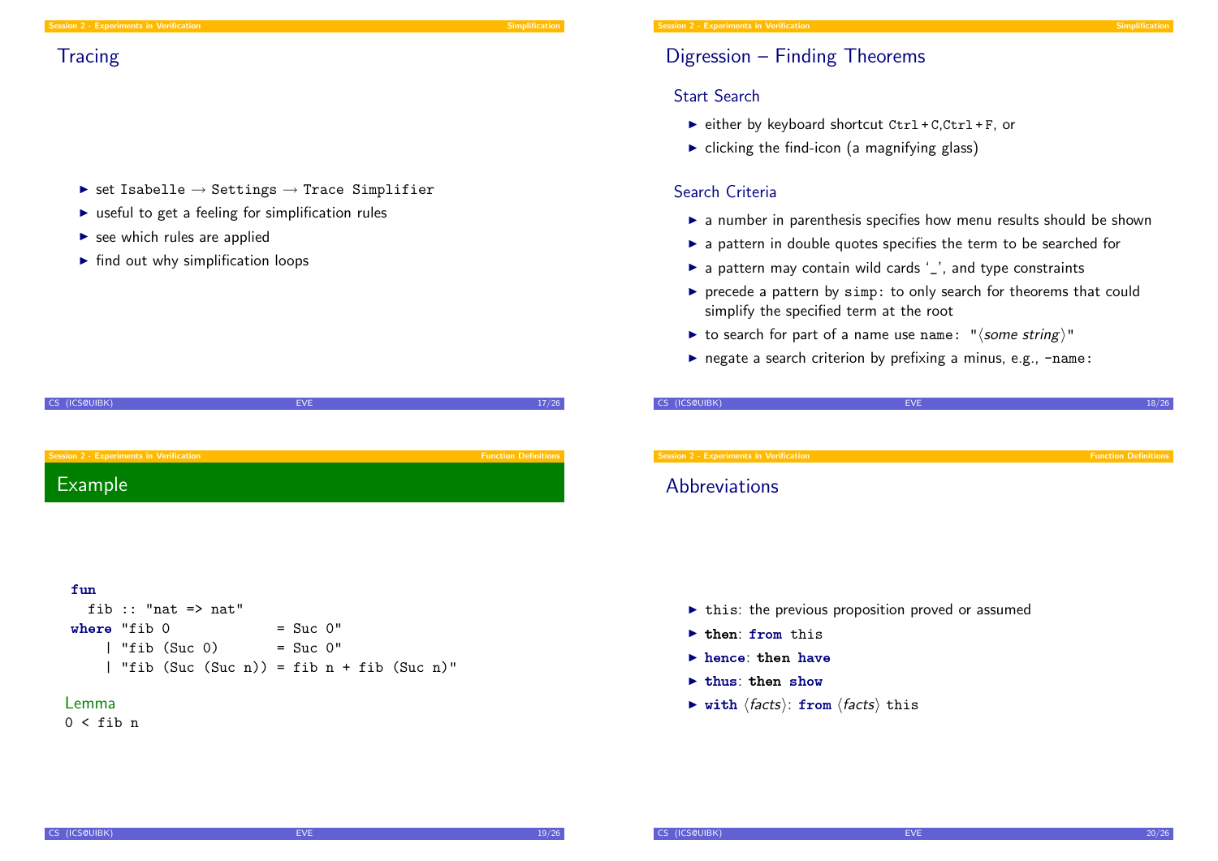## Tracing

- set Isabelle → Settings → Trace Simplifier
- useful to get a feeling for simplification rules
- see which rules are applied
- find out why simplification loops

## Digression – Finding Theorems

### Start Search

- either by keyboard shortcut `Ctrl+C,Ctrl+F`, or
- clicking the find-icon (a magnifying glass)

### Search Criteria

- a number in parenthesis specifies how menu results should be shown
- a pattern in double quotes specifies the term to be searched for
- a pattern may contain wild cards '_', and type constraints
- precede a pattern by `simp:` to only search for theorems that could simplify the specified term at the root
- to search for part of a name use `name: "`⟨*some string*⟩`"`
- negate a search criterion by prefixing a minus, e.g., `-name:`

## Example

```
fun
  fib :: "nat => nat"
where "fib 0             = Suc 0"
    | "fib (Suc 0)       = Suc 0"
    | "fib (Suc (Suc n)) = fib n + fib (Suc n)"
```

Lemma

`0 < fib n`

## Abbreviations

- `this`: the previous proposition proved or assumed
- **then**: **from** `this`
- **hence**: **then have**
- **thus**: **then show**
- **with** ⟨*facts*⟩: **from** ⟨*facts*⟩ `this`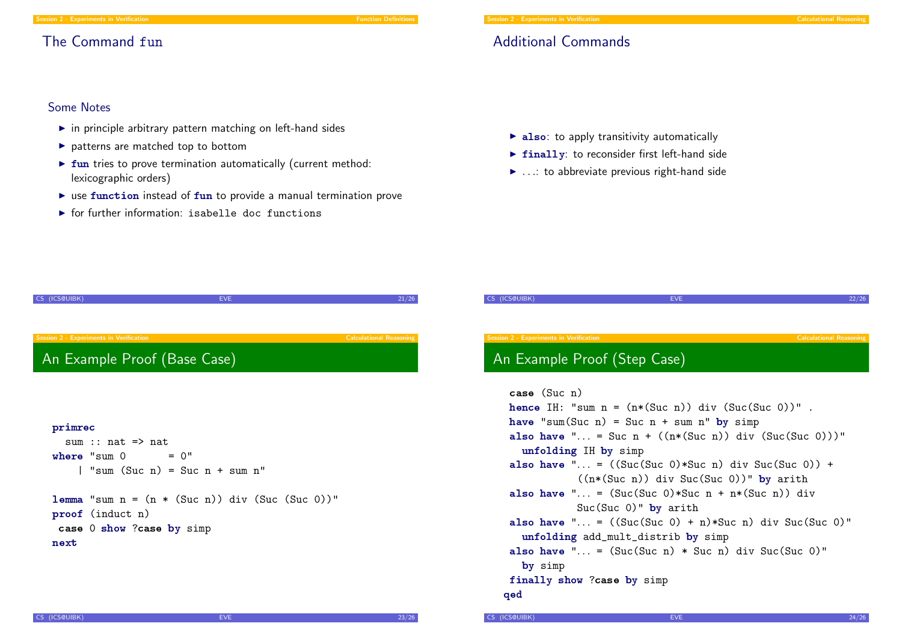## The Command fun

### Some Notes

- in principle arbitrary pattern matching on left-hand sides
- patterns are matched top to bottom
- **fun** tries to prove termination automatically (current method: lexicographic orders)
- use **function** instead of **fun** to provide a manual termination prove
- for further information: `isabelle doc functions`

## Additional Commands

- **also**: to apply transitivity automatically
- **finally**: to reconsider first left-hand side
- ...: to abbreviate previous right-hand side

## An Example Proof (Base Case)

```
primrec
  sum :: nat => nat
where "sum 0       = 0"
    | "sum (Suc n) = Suc n + sum n"

lemma "sum n = (n * (Suc n)) div (Suc (Suc 0))"
proof (induct n)
 case 0 show ?case by simp
next
```

## An Example Proof (Step Case)

```
  case (Suc n)
  hence IH: "sum n = (n*(Suc n)) div (Suc(Suc 0))" .
  have "sum(Suc n) = Suc n + sum n" by simp
  also have "... = Suc n + ((n*(Suc n)) div (Suc(Suc 0)))"
    unfolding IH by simp
  also have "... = ((Suc(Suc 0)*Suc n) div Suc(Suc 0)) +
             ((n*(Suc n)) div Suc(Suc 0))" by arith
  also have "... = (Suc(Suc 0)*Suc n + n*(Suc n)) div
             Suc(Suc 0)" by arith
  also have "... = ((Suc(Suc 0) + n)*Suc n) div Suc(Suc 0)"
    unfolding add_mult_distrib by simp
  also have "... = (Suc(Suc n) * Suc n) div Suc(Suc 0)"
    by simp
  finally show ?case by simp
qed
```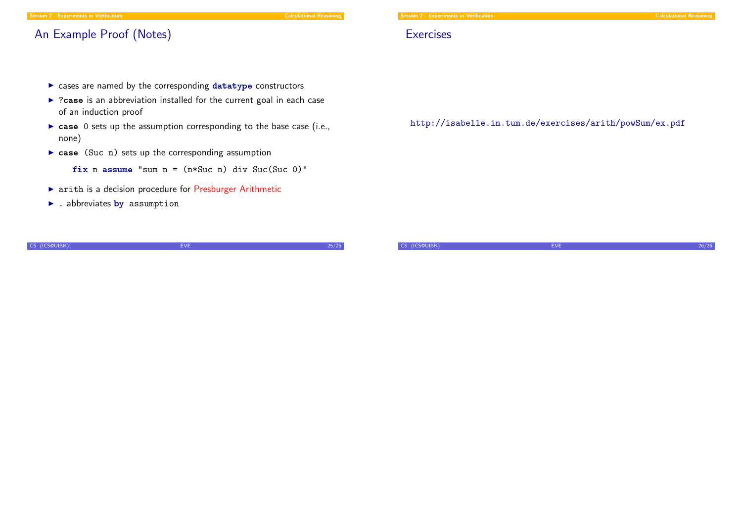## An Example Proof (Notes)

- cases are named by the corresponding **datatype** constructors
- ?**case** is an abbreviation installed for the current goal in each case of an induction proof
- **case** 0 sets up the assumption corresponding to the base case (i.e., none)
- **case** (Suc n) sets up the corresponding assumption

```
fix n assume "sum n = (n*Suc n) div Suc(Suc 0)"
```

- arith is a decision procedure for Presburger Arithmetic
- . abbreviates **by** assumption

## Exercises

http://isabelle.in.tum.de/exercises/arith/powSum/ex.pdf